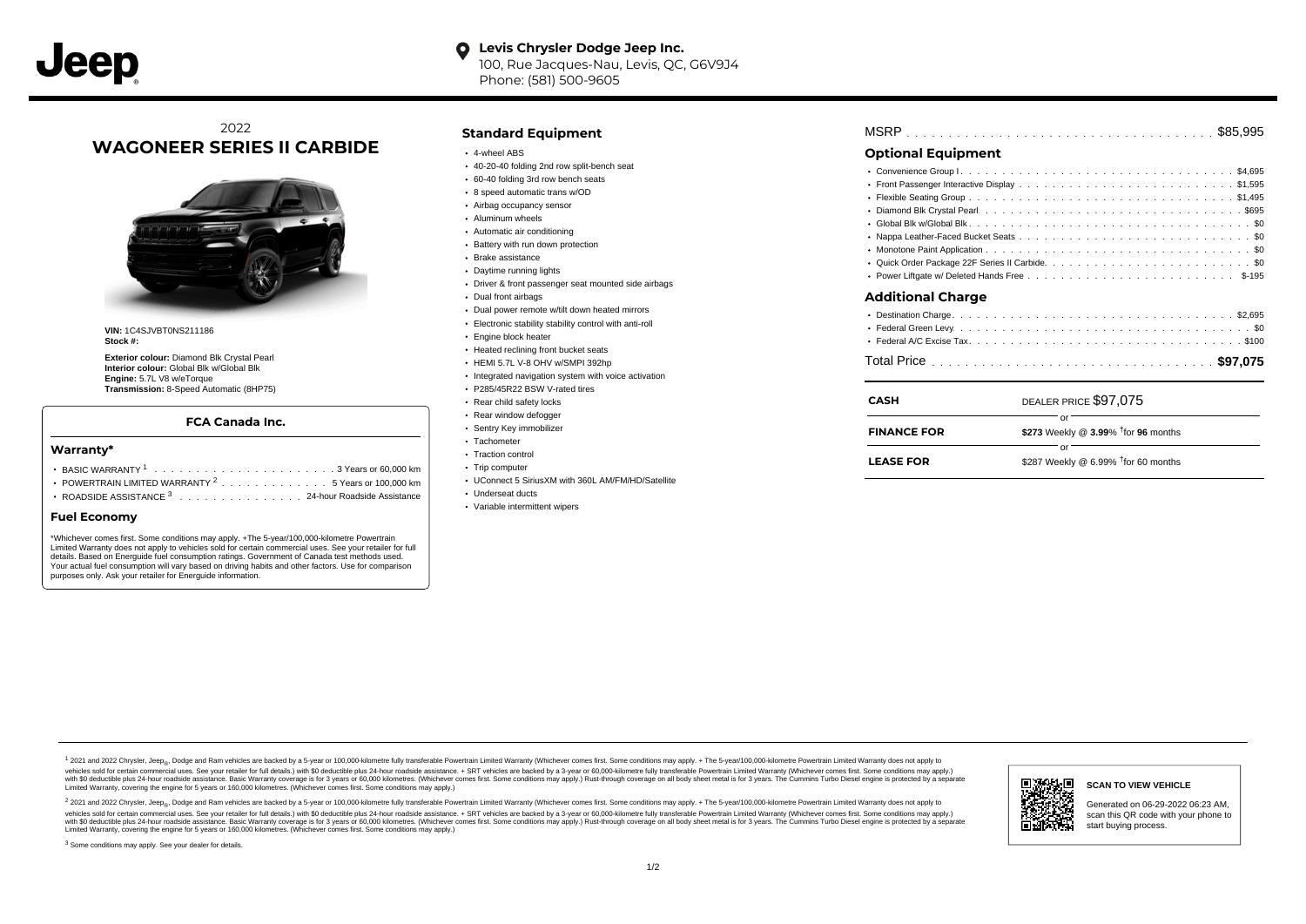**Levis Chrysler Dodge Jeep Inc.**
100, Rue Jacques-Nau, Levis, QC, G6V9J4
Phone: (581) 500-9605

2022

# WAGONEER SERIES II CARBIDE

**VIN:** 1C4SJVBT0NS211186
**Stock #:**

**Exterior colour:** Diamond Blk Crystal Pearl
**Interior colour:** Global Blk w/Global Blk
**Engine:** 5.7L V8 w/eTorque
**Transmission:** 8-Speed Automatic (8HP75)

### FCA Canada Inc.

## Warranty*

- BASIC WARRANTY [1] . . . . . . . . 3 Years or 60,000 km
- POWERTRAIN LIMITED WARRANTY [2] . . . . . . . . 5 Years or 100,000 km
- ROADSIDE ASSISTANCE [3] . . . . . . . . 24-hour Roadside Assistance

## Fuel Economy

*Whichever comes first. Some conditions may apply. +The 5-year/100,000-kilometre Powertrain Limited Warranty does not apply to vehicles sold for certain commercial uses. See your retailer for full details. Based on Energuide fuel consumption ratings. Government of Canada test methods used. Your actual fuel consumption will vary based on driving habits and other factors. Use for comparison purposes only. Ask your retailer for Energuide information.

## Standard Equipment

- 4-wheel ABS
- 40-20-40 folding 2nd row split-bench seat
- 60-40 folding 3rd row bench seats
- 8 speed automatic trans w/OD
- Airbag occupancy sensor
- Aluminum wheels
- Automatic air conditioning
- Battery with run down protection
- Brake assistance
- Daytime running lights
- Driver & front passenger seat mounted side airbags
- Dual front airbags
- Dual power remote w/tilt down heated mirrors
- Electronic stability stability control with anti-roll
- Engine block heater
- Heated reclining front bucket seats
- HEMI 5.7L V-8 OHV w/SMPI 392hp
- Integrated navigation system with voice activation
- P285/45R22 BSW V-rated tires
- Rear child safety locks
- Rear window defogger
- Sentry Key immobilizer
- Tachometer
- Traction control
- Trip computer
- UConnect 5 SiriusXM with 360L AM/FM/HD/Satellite
- Underseat ducts
- Variable intermittent wipers

MSRP . . . . . . . . $85,995

## Optional Equipment

- Convenience Group I . . . . . . . . $4,695
- Front Passenger Interactive Display . . . . . . . . $1,595
- Flexible Seating Group . . . . . . . . $1,495
- Diamond Blk Crystal Pearl . . . . . . . . $695
- Global Blk w/Global Blk . . . . . . . . $0
- Nappa Leather-Faced Bucket Seats . . . . . . . . $0
- Monotone Paint Application . . . . . . . . $0
- Quick Order Package 22F Series II Carbide . . . . . . . . $0
- Power Liftgate w/ Deleted Hands Free . . . . . . . . $-195

## Additional Charge

- Destination Charge . . . . . . . . $2,695
- Federal Green Levy . . . . . . . . $0
- Federal A/C Excise Tax . . . . . . . . $100

Total Price . . . . . . . . **$97,075**

| | |
|---|---|
| **CASH** | DEALER PRICE $97,075 |
| | or |
| **FINANCE FOR** | **$273** Weekly @ **3.99**% †for **96** months |
| | or |
| **LEASE FOR** | $287 Weekly @ 6.99% †for 60 months |

[1] 2021 and 2022 Chrysler, Jeep®, Dodge and Ram vehicles are backed by a 5-year or 100,000-kilometre fully transferable Powertrain Limited Warranty (Whichever comes first. Some conditions may apply. + The 5-year/100,000-kilometre Powertrain Limited Warranty does not apply to vehicles sold for certain commercial uses. See your retailer for full details.) with $0 deductible plus 24-hour roadside assistance. + SRT vehicles are backed by a 3-year or 60,000-kilometre fully transferable Powertrain Limited Warranty (Whichever comes first. Some conditions may apply.) with $0 deductible plus 24-hour roadside assistance. Basic Warranty coverage is for 3 years or 60,000 kilometres. (Whichever comes first. Some conditions may apply.) Rust-through coverage on all body sheet metal is for 3 years. The Cummins Turbo Diesel engine is protected by a separate Limited Warranty, covering the engine for 5 years or 160,000 kilometres. (Whichever comes first. Some conditions may apply.)

[2] 2021 and 2022 Chrysler, Jeep®, Dodge and Ram vehicles are backed by a 5-year or 100,000-kilometre fully transferable Powertrain Limited Warranty (Whichever comes first. Some conditions may apply. + The 5-year/100,000-kilometre Powertrain Limited Warranty does not apply to vehicles sold for certain commercial uses. See your retailer for full details.) with $0 deductible plus 24-hour roadside assistance. + SRT vehicles are backed by a 3-year or 60,000-kilometre fully transferable Powertrain Limited Warranty (Whichever comes first. Some conditions may apply.) with $0 deductible plus 24-hour roadside assistance. Basic Warranty coverage is for 3 years or 60,000 kilometres. (Whichever comes first. Some conditions may apply.) Rust-through coverage on all body sheet metal is for 3 years. The Cummins Turbo Diesel engine is protected by a separate Limited Warranty, covering the engine for 5 years or 160,000 kilometres. (Whichever comes first. Some conditions may apply.)

[3] Some conditions may apply. See your dealer for details.

**SCAN TO VIEW VEHICLE**

Generated on 06-29-2022 06:23 AM, scan this QR code with your phone to start buying process.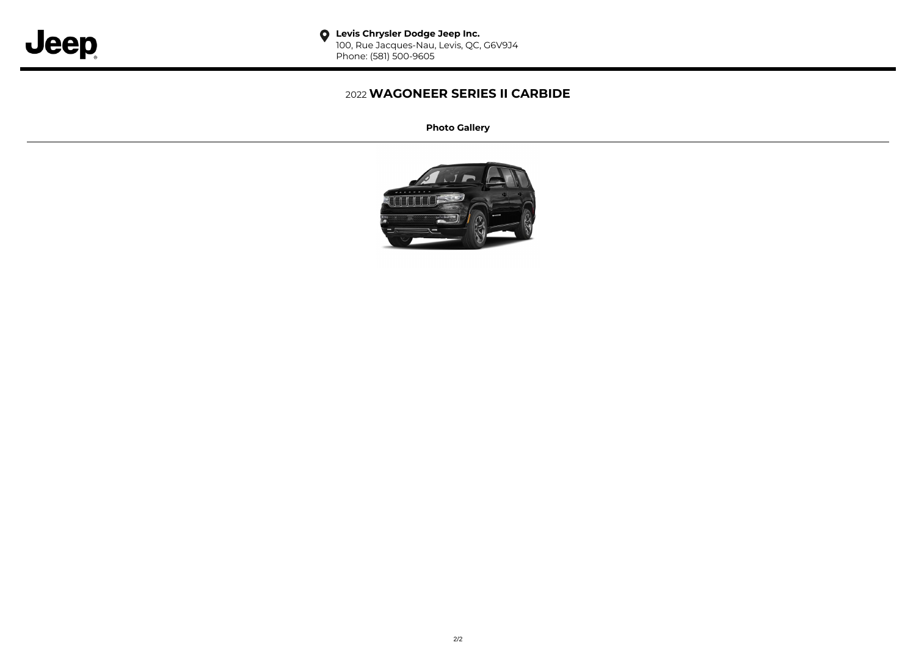**Levis Chrysler Dodge Jeep Inc.**
100, Rue Jacques-Nau, Levis, QC, G6V9J4
Phone: (581) 500-9605

# 2022 **WAGONEER SERIES II CARBIDE**

**Photo Gallery**